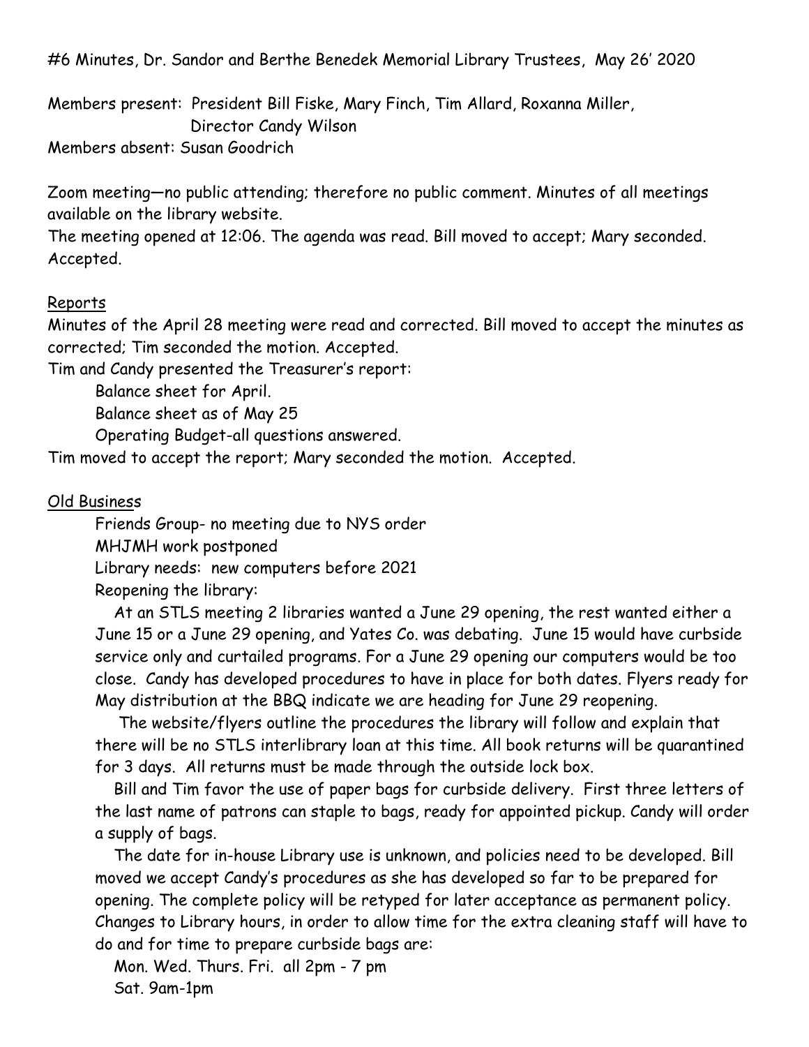#6 Minutes, Dr. Sandor and Berthe Benedek Memorial Library Trustees, May 26' 2020

Members present: President Bill Fiske, Mary Finch, Tim Allard, Roxanna Miller, Director Candy Wilson
Members absent: Susan Goodrich

Zoom meeting—no public attending; therefore no public comment. Minutes of all meetings available on the library website.
The meeting opened at 12:06. The agenda was read. Bill moved to accept; Mary seconded. Accepted.

## Reports

Minutes of the April 28 meeting were read and corrected. Bill moved to accept the minutes as corrected; Tim seconded the motion. Accepted.
Tim and Candy presented the Treasurer's report:

- Balance sheet for April.
- Balance sheet as of May 25
- Operating Budget-all questions answered.

Tim moved to accept the report; Mary seconded the motion. Accepted.

## Old Business

Friends Group- no meeting due to NYS order
MHJMH work postponed
Library needs: new computers before 2021
Reopening the library:

At an STLS meeting 2 libraries wanted a June 29 opening, the rest wanted either a June 15 or a June 29 opening, and Yates Co. was debating. June 15 would have curbside service only and curtailed programs. For a June 29 opening our computers would be too close. Candy has developed procedures to have in place for both dates. Flyers ready for May distribution at the BBQ indicate we are heading for June 29 reopening.

The website/flyers outline the procedures the library will follow and explain that there will be no STLS interlibrary loan at this time. All book returns will be quarantined for 3 days. All returns must be made through the outside lock box.

Bill and Tim favor the use of paper bags for curbside delivery. First three letters of the last name of patrons can staple to bags, ready for appointed pickup. Candy will order a supply of bags.

The date for in-house Library use is unknown, and policies need to be developed. Bill moved we accept Candy's procedures as she has developed so far to be prepared for opening. The complete policy will be retyped for later acceptance as permanent policy. Changes to Library hours, in order to allow time for the extra cleaning staff will have to do and for time to prepare curbside bags are:

Mon. Wed. Thurs. Fri. all 2pm - 7 pm
Sat. 9am-1pm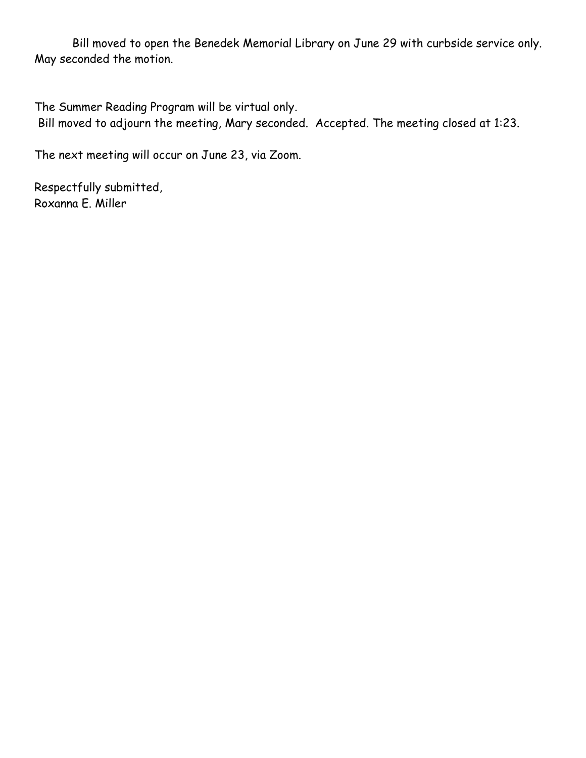Bill moved to open the Benedek Memorial Library on June 29 with curbside service only. May seconded the motion.

The Summer Reading Program will be virtual only.
Bill moved to adjourn the meeting, Mary seconded. Accepted. The meeting closed at 1:23.

The next meeting will occur on June 23, via Zoom.

Respectfully submitted,
Roxanna E. Miller